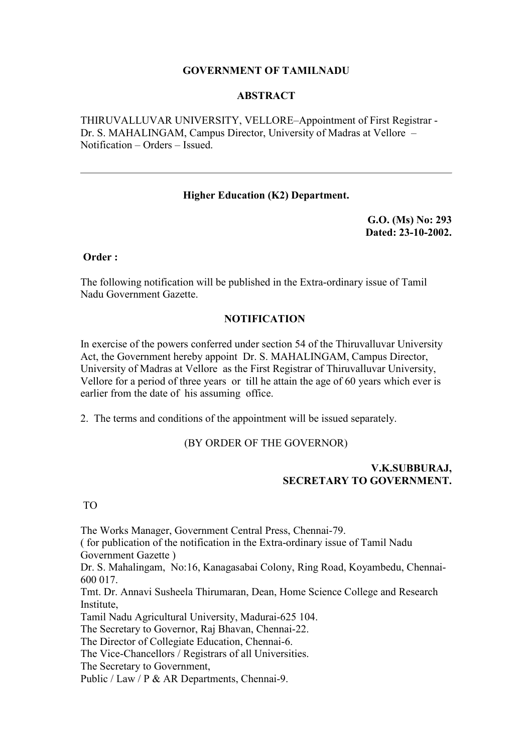**GOVERNMENT OF TAMILNADU**

**ABSTRACT**

THIRUVALLUVAR UNIVERSITY, VELLORE–Appointment of First Registrar - Dr. S. MAHALINGAM, Campus Director, University of Madras at Vellore – Notification – Orders – Issued.

---

**Higher Education (K2) Department.**

**G.O. (Ms) No: 293**
**Dated: 23-10-2002.**

**Order :**

The following notification will be published in the Extra-ordinary issue of Tamil Nadu Government Gazette.

**NOTIFICATION**

In exercise of the powers conferred under section 54 of the Thiruvalluvar University Act, the Government hereby appoint Dr. S. MAHALINGAM, Campus Director, University of Madras at Vellore as the First Registrar of Thiruvalluvar University, Vellore for a period of three years or till he attain the age of 60 years which ever is earlier from the date of his assuming office.

2. The terms and conditions of the appointment will be issued separately.

(BY ORDER OF THE GOVERNOR)

**V.K.SUBBURAJ,**
**SECRETARY TO GOVERNMENT.**

TO

The Works Manager, Government Central Press, Chennai-79.
( for publication of the notification in the Extra-ordinary issue of Tamil Nadu Government Gazette )
Dr. S. Mahalingam, No:16, Kanagasabai Colony, Ring Road, Koyambedu, Chennai-600 017.
Tmt. Dr. Annavi Susheela Thirumaran, Dean, Home Science College and Research Institute,
Tamil Nadu Agricultural University, Madurai-625 104.
The Secretary to Governor, Raj Bhavan, Chennai-22.
The Director of Collegiate Education, Chennai-6.
The Vice-Chancellors / Registrars of all Universities.
The Secretary to Government,
Public / Law / P & AR Departments, Chennai-9.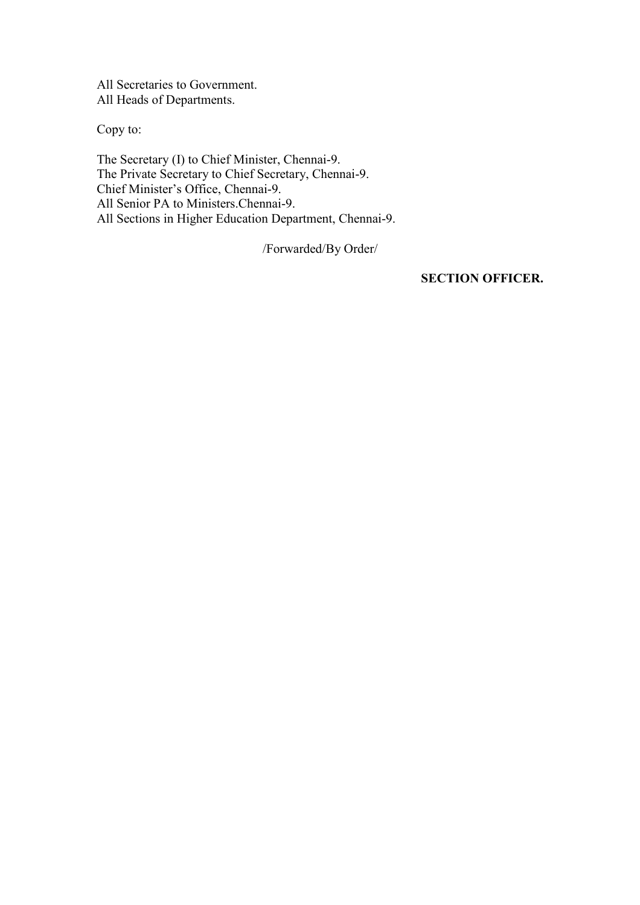All Secretaries to Government.
All Heads of Departments.

Copy to:

The Secretary (I) to Chief Minister, Chennai-9.
The Private Secretary to Chief Secretary, Chennai-9.
Chief Minister's Office, Chennai-9.
All Senior PA to Ministers.Chennai-9.
All Sections in Higher Education Department, Chennai-9.

/Forwarded/By Order/

**SECTION OFFICER.**